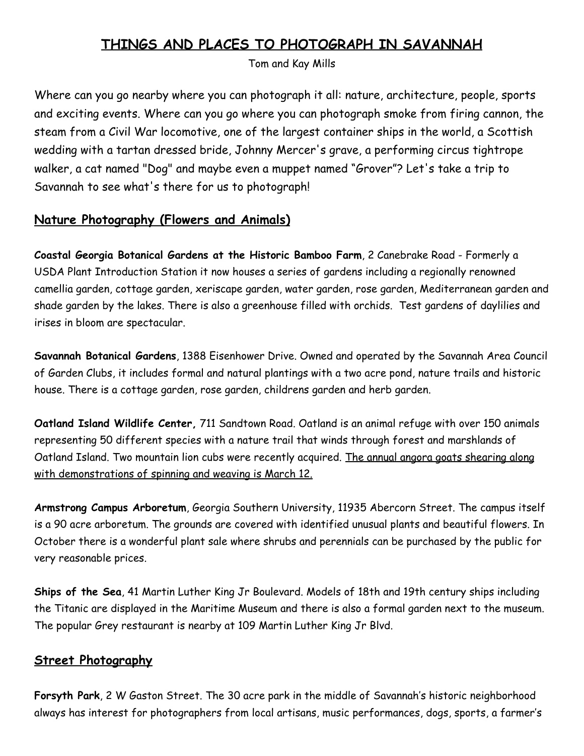# THINGS AND PLACES TO PHOTOGRAPH IN SAVANNAH

Tom and Kay Mills

Where can you go nearby where you can photograph it all: nature, architecture, people, sports and exciting events. Where can you go where you can photograph smoke from firing cannon, the steam from a Civil War locomotive, one of the largest container ships in the world, a Scottish wedding with a tartan dressed bride, Johnny Mercer's grave, a performing circus tightrope walker, a cat named "Dog" and maybe even a muppet named “Grover”? Let's take a trip to Savannah to see what's there for us to photograph!

## Nature Photography (Flowers and Animals)

**Coastal Georgia Botanical Gardens at the Historic Bamboo Farm**, 2 Canebrake Road - Formerly a USDA Plant Introduction Station it now houses a series of gardens including a regionally renowned camellia garden, cottage garden, xeriscape garden, water garden, rose garden, Mediterranean garden and shade garden by the lakes. There is also a greenhouse filled with orchids. Test gardens of daylilies and irises in bloom are spectacular.

**Savannah Botanical Gardens**, 1388 Eisenhower Drive. Owned and operated by the Savannah Area Council of Garden Clubs, it includes formal and natural plantings with a two acre pond, nature trails and historic house. There is a cottage garden, rose garden, childrens garden and herb garden.

**Oatland Island Wildlife Center,** 711 Sandtown Road. Oatland is an animal refuge with over 150 animals representing 50 different species with a nature trail that winds through forest and marshlands of Oatland Island. Two mountain lion cubs were recently acquired. <u>The annual angora goats shearing along with demonstrations of spinning and weaving is March 12.</u>

**Armstrong Campus Arboretum**, Georgia Southern University, 11935 Abercorn Street. The campus itself is a 90 acre arboretum. The grounds are covered with identified unusual plants and beautiful flowers. In October there is a wonderful plant sale where shrubs and perennials can be purchased by the public for very reasonable prices.

**Ships of the Sea**, 41 Martin Luther King Jr Boulevard. Models of 18th and 19th century ships including the Titanic are displayed in the Maritime Museum and there is also a formal garden next to the museum. The popular Grey restaurant is nearby at 109 Martin Luther King Jr Blvd.

## Street Photography

**Forsyth Park**, 2 W Gaston Street. The 30 acre park in the middle of Savannah’s historic neighborhood always has interest for photographers from local artisans, music performances, dogs, sports, a farmer’s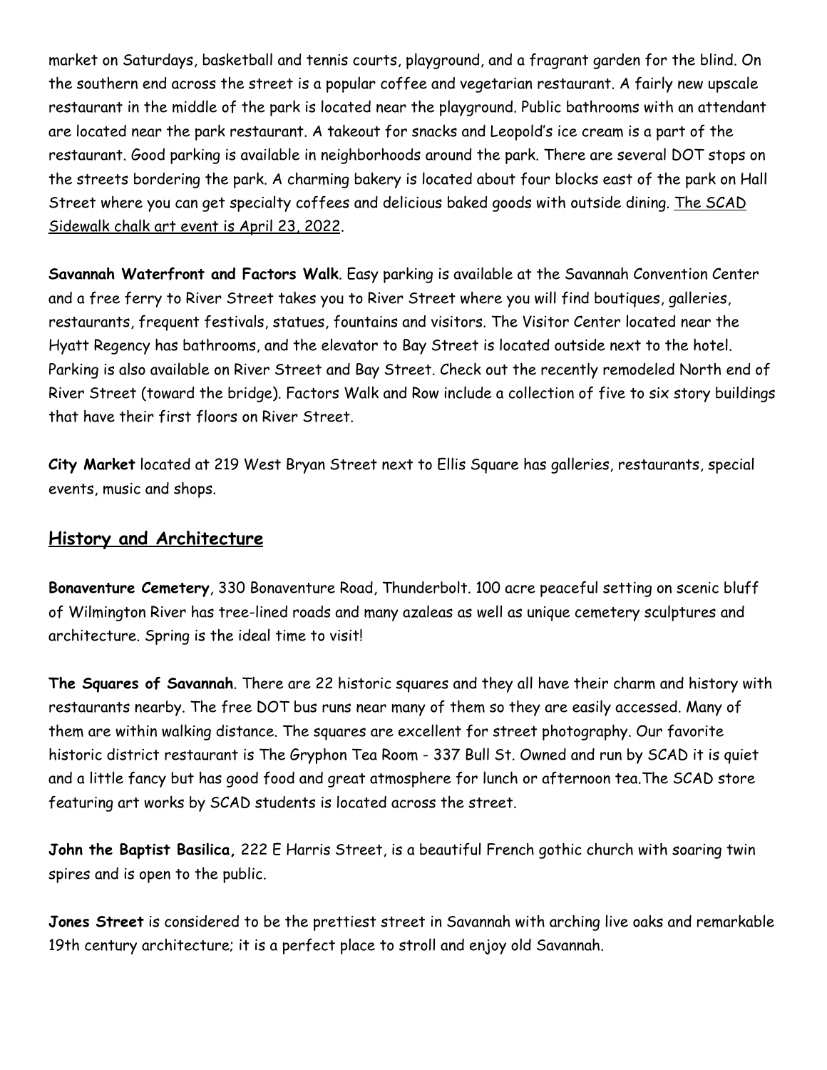market on Saturdays, basketball and tennis courts, playground, and a fragrant garden for the blind. On the southern end across the street is a popular coffee and vegetarian restaurant. A fairly new upscale restaurant in the middle of the park is located near the playground. Public bathrooms with an attendant are located near the park restaurant. A takeout for snacks and Leopold's ice cream is a part of the restaurant. Good parking is available in neighborhoods around the park. There are several DOT stops on the streets bordering the park. A charming bakery is located about four blocks east of the park on Hall Street where you can get specialty coffees and delicious baked goods with outside dining. <u>The SCAD Sidewalk chalk art event is April 23, 2022</u>.

**Savannah Waterfront and Factors Walk**. Easy parking is available at the Savannah Convention Center and a free ferry to River Street takes you to River Street where you will find boutiques, galleries, restaurants, frequent festivals, statues, fountains and visitors. The Visitor Center located near the Hyatt Regency has bathrooms, and the elevator to Bay Street is located outside next to the hotel. Parking is also available on River Street and Bay Street. Check out the recently remodeled North end of River Street (toward the bridge). Factors Walk and Row include a collection of five to six story buildings that have their first floors on River Street.

**City Market** located at 219 West Bryan Street next to Ellis Square has galleries, restaurants, special events, music and shops.

## <u>History and Architecture</u>

**Bonaventure Cemetery**, 330 Bonaventure Road, Thunderbolt. 100 acre peaceful setting on scenic bluff of Wilmington River has tree-lined roads and many azaleas as well as unique cemetery sculptures and architecture. Spring is the ideal time to visit!

**The Squares of Savannah**. There are 22 historic squares and they all have their charm and history with restaurants nearby. The free DOT bus runs near many of them so they are easily accessed. Many of them are within walking distance. The squares are excellent for street photography. Our favorite historic district restaurant is The Gryphon Tea Room - 337 Bull St. Owned and run by SCAD it is quiet and a little fancy but has good food and great atmosphere for lunch or afternoon tea.The SCAD store featuring art works by SCAD students is located across the street.

**John the Baptist Basilica,** 222 E Harris Street, is a beautiful French gothic church with soaring twin spires and is open to the public.

**Jones Street** is considered to be the prettiest street in Savannah with arching live oaks and remarkable 19th century architecture; it is a perfect place to stroll and enjoy old Savannah.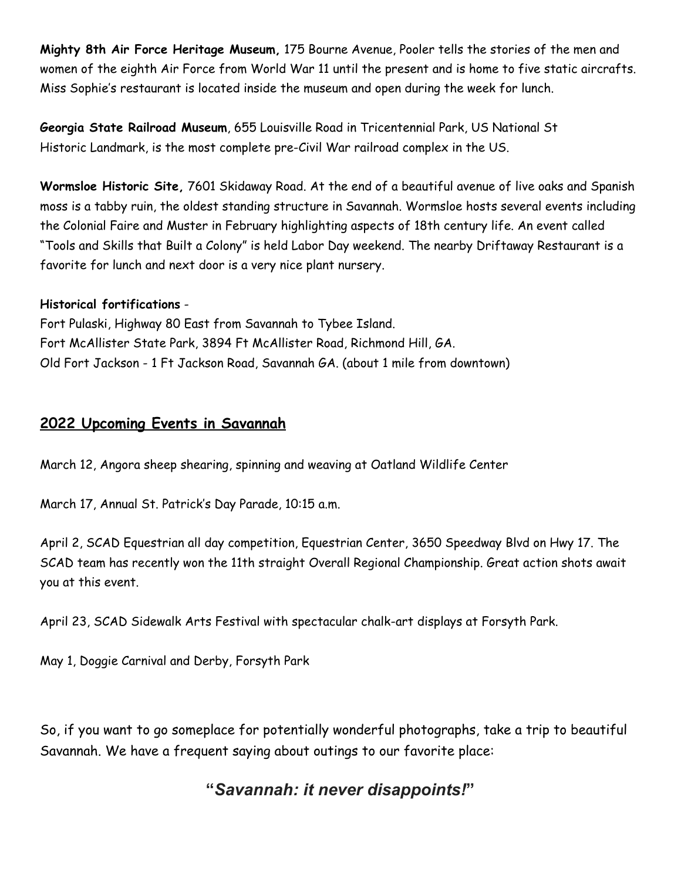**Mighty 8th Air Force Heritage Museum,** 175 Bourne Avenue, Pooler tells the stories of the men and women of the eighth Air Force from World War 11 until the present and is home to five static aircrafts. Miss Sophie's restaurant is located inside the museum and open during the week for lunch.

**Georgia State Railroad Museum**, 655 Louisville Road in Tricentennial Park, US National St Historic Landmark, is the most complete pre-Civil War railroad complex in the US.

**Wormsloe Historic Site,** 7601 Skidaway Road. At the end of a beautiful avenue of live oaks and Spanish moss is a tabby ruin, the oldest standing structure in Savannah. Wormsloe hosts several events including the Colonial Faire and Muster in February highlighting aspects of 18th century life. An event called "Tools and Skills that Built a Colony" is held Labor Day weekend. The nearby Driftaway Restaurant is a favorite for lunch and next door is a very nice plant nursery.

**Historical fortifications** -
Fort Pulaski, Highway 80 East from Savannah to Tybee Island.
Fort McAllister State Park, 3894 Ft McAllister Road, Richmond Hill, GA.
Old Fort Jackson - 1 Ft Jackson Road, Savannah GA. (about 1 mile from downtown)

## 2022 Upcoming Events in Savannah

March 12, Angora sheep shearing, spinning and weaving at Oatland Wildlife Center

March 17, Annual St. Patrick's Day Parade, 10:15 a.m.

April 2, SCAD Equestrian all day competition, Equestrian Center, 3650 Speedway Blvd on Hwy 17. The SCAD team has recently won the 11th straight Overall Regional Championship. Great action shots await you at this event.

April 23, SCAD Sidewalk Arts Festival with spectacular chalk-art displays at Forsyth Park.

May 1, Doggie Carnival and Derby, Forsyth Park

So, if you want to go someplace for potentially wonderful photographs, take a trip to beautiful Savannah. We have a frequent saying about outings to our favorite place:

### "*Savannah: it never disappoints!*"